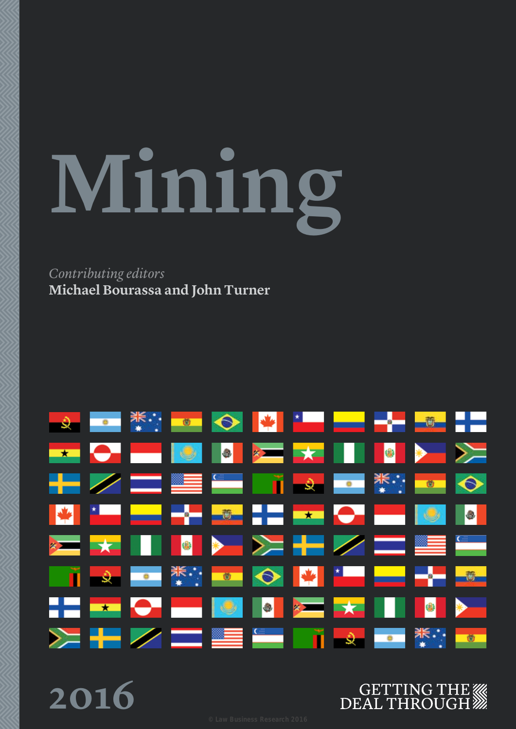# Mining

*Contributing editors*
**Michael Bourassa and John Turner**

2016

GETTING THE DEAL THROUGH

© Law Business Research 2016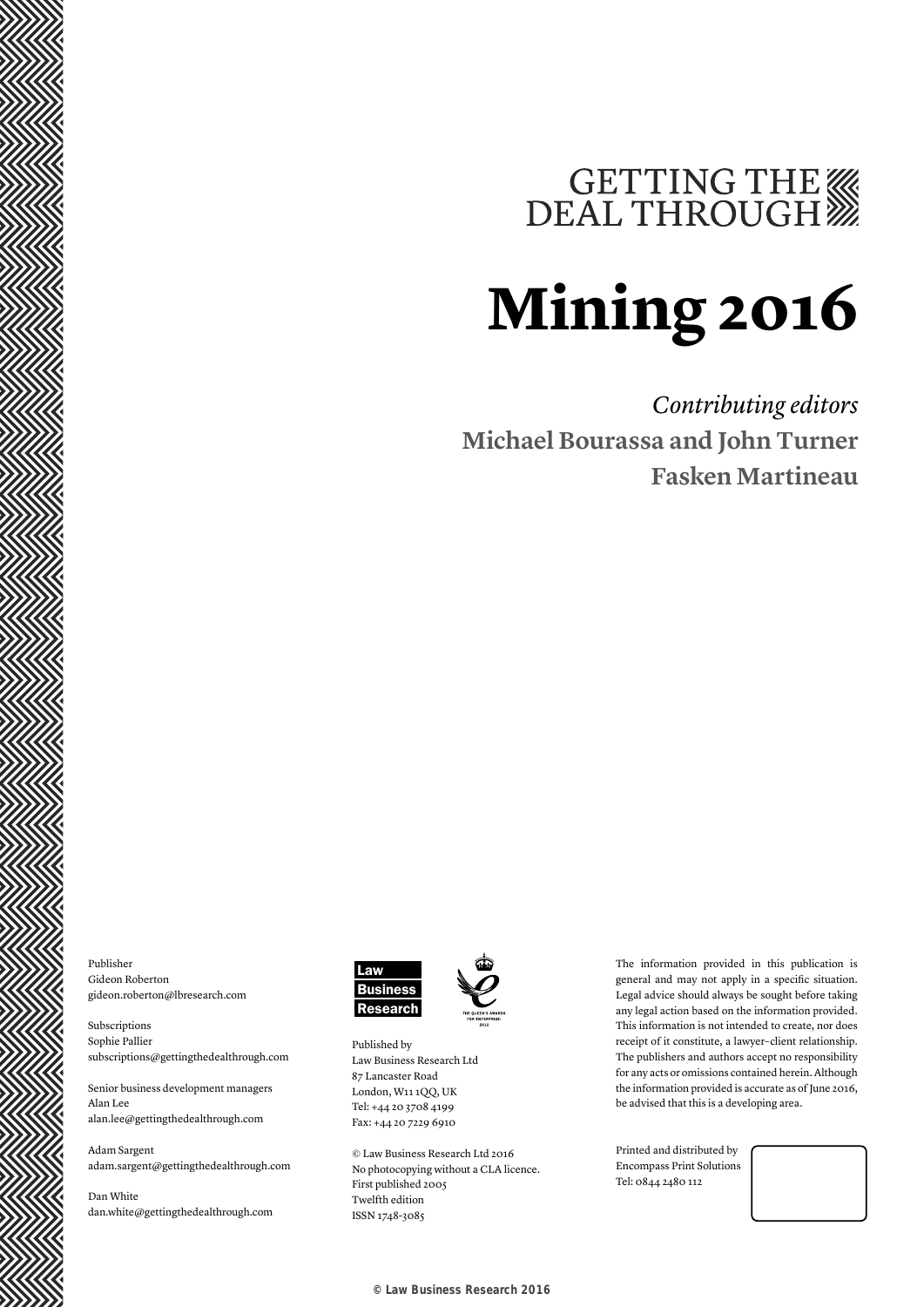# GETTING THE DEAL THROUGH

# Mining 2016

*Contributing editors*
**Michael Bourassa and John Turner**
**Fasken Martineau**

Publisher
Gideon Roberton
gideon.roberton@lbresearch.com

Subscriptions
Sophie Pallier
subscriptions@gettingthedealthrough.com

Senior business development managers
Alan Lee
alan.lee@gettingthedealthrough.com

Adam Sargent
adam.sargent@gettingthedealthrough.com

Dan White
dan.white@gettingthedealthrough.com

Law Business Research

THE QUEEN'S AWARDS FOR ENTERPRISE: 2012

Published by
Law Business Research Ltd
87 Lancaster Road
London, W11 1QQ, UK
Tel: +44 20 3708 4199
Fax: +44 20 7229 6910

© Law Business Research Ltd 2016
No photocopying without a CLA licence.
First published 2005
Twelfth edition
ISSN 1748-3085

The information provided in this publication is general and may not apply in a specific situation. Legal advice should always be sought before taking any legal action based on the information provided. This information is not intended to create, nor does receipt of it constitute, a lawyer–client relationship. The publishers and authors accept no responsibility for any acts or omissions contained herein. Although the information provided is accurate as of June 2016, be advised that this is a developing area.

Printed and distributed by
Encompass Print Solutions
Tel: 0844 2480 112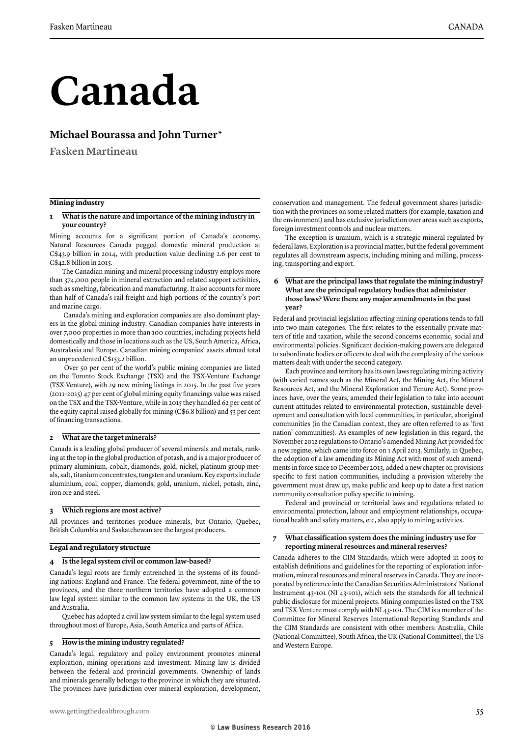# Canada

## Michael Bourassa and John Turner*

**Fasken Martineau**

### Mining industry

**1 What is the nature and importance of the mining industry in your country?**

Mining accounts for a significant portion of Canada's economy. Natural Resources Canada pegged domestic mineral production at C$43.9 billion in 2014, with production value declining 2.6 per cent to C$42.8 billion in 2015.

The Canadian mining and mineral processing industry employs more than 374,000 people in mineral extraction and related support activities, such as smelting, fabrication and manufacturing. It also accounts for more than half of Canada's rail freight and high portions of the country's port and marine cargo.

Canada's mining and exploration companies are also dominant players in the global mining industry. Canadian companies have interests in over 7,000 properties in more than 100 countries, including projects held domestically and those in locations such as the US, South America, Africa, Australasia and Europe. Canadian mining companies' assets abroad total an unprecedented C$153.2 billion.

Over 50 per cent of the world's public mining companies are listed on the Toronto Stock Exchange (TSX) and the TSX-Venture Exchange (TSX-Venture), with 29 new mining listings in 2015. In the past five years (2011–2015) 47 per cent of global mining equity financings value was raised on the TSX and the TSX-Venture, while in 2015 they handled 62 per cent of the equity capital raised globally for mining (C$6.8 billion) and 53 per cent of financing transactions.

**2 What are the target minerals?**

Canada is a leading global producer of several minerals and metals, ranking at the top in the global production of potash, and is a major producer of primary aluminium, cobalt, diamonds, gold, nickel, platinum group metals, salt, titanium concentrates, tungsten and uranium. Key exports include aluminium, coal, copper, diamonds, gold, uranium, nickel, potash, zinc, iron ore and steel.

**3 Which regions are most active?**

All provinces and territories produce minerals, but Ontario, Quebec, British Columbia and Saskatchewan are the largest producers.

### Legal and regulatory structure

**4 Is the legal system civil or common law-based?**

Canada's legal roots are firmly entrenched in the systems of its founding nations: England and France. The federal government, nine of the 10 provinces, and the three northern territories have adopted a common law legal system similar to the common law systems in the UK, the US and Australia.

Quebec has adopted a civil law system similar to the legal system used throughout most of Europe, Asia, South America and parts of Africa.

**5 How is the mining industry regulated?**

Canada's legal, regulatory and policy environment promotes mineral exploration, mining operations and investment. Mining law is divided between the federal and provincial governments. Ownership of lands and minerals generally belongs to the province in which they are situated. The provinces have jurisdiction over mineral exploration, development, conservation and management. The federal government shares jurisdiction with the provinces on some related matters (for example, taxation and the environment) and has exclusive jurisdiction over areas such as exports, foreign investment controls and nuclear matters.

The exception is uranium, which is a strategic mineral regulated by federal laws. Exploration is a provincial matter, but the federal government regulates all downstream aspects, including mining and milling, processing, transporting and export.

**6 What are the principal laws that regulate the mining industry? What are the principal regulatory bodies that administer those laws? Were there any major amendments in the past year?**

Federal and provincial legislation affecting mining operations tends to fall into two main categories. The first relates to the essentially private matters of title and taxation, while the second concerns economic, social and environmental policies. Significant decision-making powers are delegated to subordinate bodies or officers to deal with the complexity of the various matters dealt with under the second category.

Each province and territory has its own laws regulating mining activity (with varied names such as the Mineral Act, the Mining Act, the Mineral Resources Act, and the Mineral Exploration and Tenure Act). Some provinces have, over the years, amended their legislation to take into account current attitudes related to environmental protection, sustainable development and consultation with local communities, in particular, aboriginal communities (in the Canadian context, they are often referred to as 'first nation' communities). As examples of new legislation in this regard, the November 2012 regulations to Ontario's amended Mining Act provided for a new regime, which came into force on 1 April 2013. Similarly, in Quebec, the adoption of a law amending its Mining Act with most of such amendments in force since 10 December 2013, added a new chapter on provisions specific to first nation communities, including a provision whereby the government must draw up, make public and keep up to date a first nation community consultation policy specific to mining.

Federal and provincial or territorial laws and regulations related to environmental protection, labour and employment relationships, occupational health and safety matters, etc, also apply to mining activities.

**7 What classification system does the mining industry use for reporting mineral resources and mineral reserves?**

Canada adheres to the CIM Standards, which were adopted in 2005 to establish definitions and guidelines for the reporting of exploration information, mineral resources and mineral reserves in Canada. They are incorporated by reference into the Canadian Securities Administrators' National Instrument 43-101 (NI 43-101), which sets the standards for all technical public disclosure for mineral projects. Mining companies listed on the TSX and TSX-Venture must comply with NI 43-101. The CIM is a member of the Committee for Mineral Reserves International Reporting Standards and the CIM Standards are consistent with other members: Australia, Chile (National Committee), South Africa, the UK (National Committee), the US and Western Europe.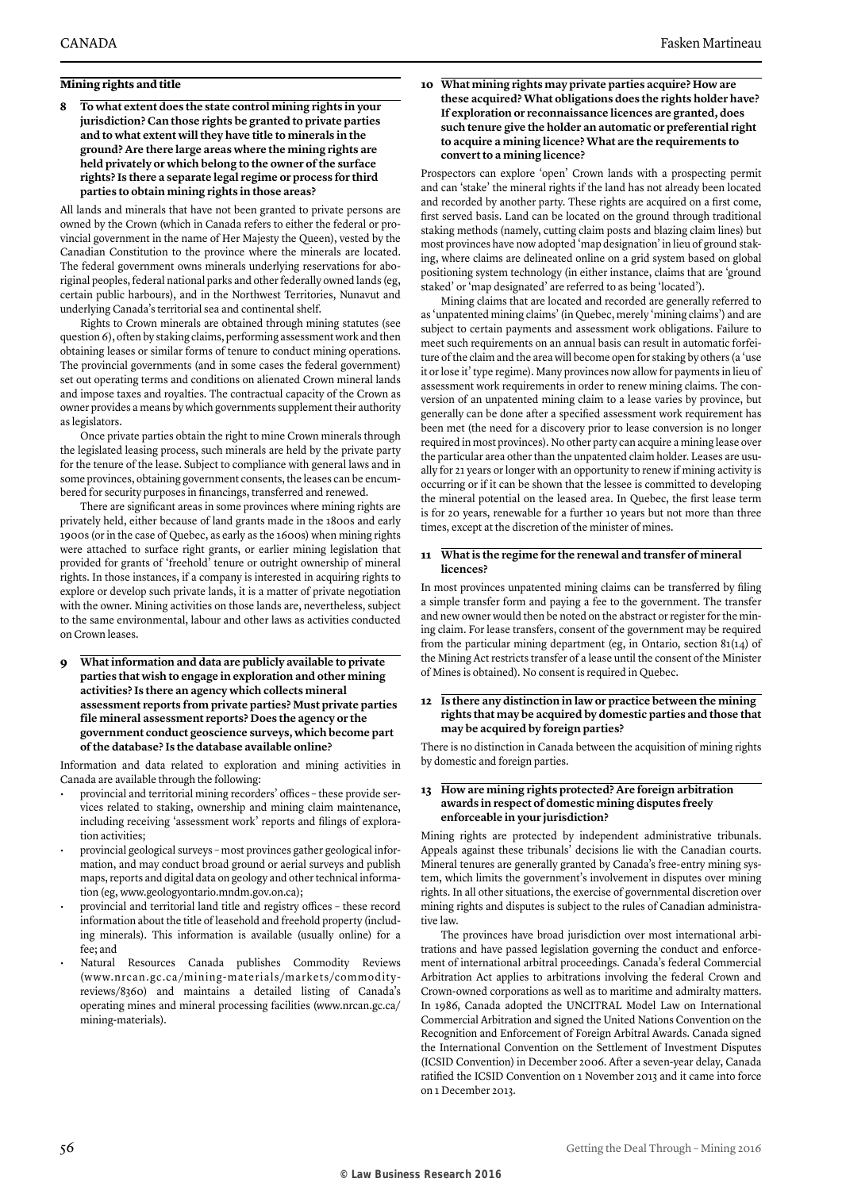## Mining rights and title

### 8 To what extent does the state control mining rights in your jurisdiction? Can those rights be granted to private parties and to what extent will they have title to minerals in the ground? Are there large areas where the mining rights are held privately or which belong to the owner of the surface rights? Is there a separate legal regime or process for third parties to obtain mining rights in those areas?

All lands and minerals that have not been granted to private persons are owned by the Crown (which in Canada refers to either the federal or provincial government in the name of Her Majesty the Queen), vested by the Canadian Constitution to the province where the minerals are located. The federal government owns minerals underlying reservations for aboriginal peoples, federal national parks and other federally owned lands (eg, certain public harbours), and in the Northwest Territories, Nunavut and underlying Canada's territorial sea and continental shelf.

Rights to Crown minerals are obtained through mining statutes (see question 6), often by staking claims, performing assessment work and then obtaining leases or similar forms of tenure to conduct mining operations. The provincial governments (and in some cases the federal government) set out operating terms and conditions on alienated Crown mineral lands and impose taxes and royalties. The contractual capacity of the Crown as owner provides a means by which governments supplement their authority as legislators.

Once private parties obtain the right to mine Crown minerals through the legislated leasing process, such minerals are held by the private party for the tenure of the lease. Subject to compliance with general laws and in some provinces, obtaining government consents, the leases can be encumbered for security purposes in financings, transferred and renewed.

There are significant areas in some provinces where mining rights are privately held, either because of land grants made in the 1800s and early 1900s (or in the case of Quebec, as early as the 1600s) when mining rights were attached to surface right grants, or earlier mining legislation that provided for grants of 'freehold' tenure or outright ownership of mineral rights. In those instances, if a company is interested in acquiring rights to explore or develop such private lands, it is a matter of private negotiation with the owner. Mining activities on those lands are, nevertheless, subject to the same environmental, labour and other laws as activities conducted on Crown leases.

### 9 What information and data are publicly available to private parties that wish to engage in exploration and other mining activities? Is there an agency which collects mineral assessment reports from private parties? Must private parties file mineral assessment reports? Does the agency or the government conduct geoscience surveys, which become part of the database? Is the database available online?

Information and data related to exploration and mining activities in Canada are available through the following:

- provincial and territorial mining recorders' offices – these provide services related to staking, ownership and mining claim maintenance, including receiving 'assessment work' reports and filings of exploration activities;
- provincial geological surveys – most provinces gather geological information, and may conduct broad ground or aerial surveys and publish maps, reports and digital data on geology and other technical information (eg, www.geologyontario.mndm.gov.on.ca);
- provincial and territorial land title and registry offices – these record information about the title of leasehold and freehold property (including minerals). This information is available (usually online) for a fee; and
- Natural Resources Canada publishes Commodity Reviews (www.nrcan.gc.ca/mining-materials/markets/commodity-reviews/8360) and maintains a detailed listing of Canada's operating mines and mineral processing facilities (www.nrcan.gc.ca/mining-materials).

### 10 What mining rights may private parties acquire? How are these acquired? What obligations does the rights holder have? If exploration or reconnaissance licences are granted, does such tenure give the holder an automatic or preferential right to acquire a mining licence? What are the requirements to convert to a mining licence?

Prospectors can explore 'open' Crown lands with a prospecting permit and can 'stake' the mineral rights if the land has not already been located and recorded by another party. These rights are acquired on a first come, first served basis. Land can be located on the ground through traditional staking methods (namely, cutting claim posts and blazing claim lines) but most provinces have now adopted 'map designation' in lieu of ground staking, where claims are delineated online on a grid system based on global positioning system technology (in either instance, claims that are 'ground staked' or 'map designated' are referred to as being 'located').

Mining claims that are located and recorded are generally referred to as 'unpatented mining claims' (in Quebec, merely 'mining claims') and are subject to certain payments and assessment work obligations. Failure to meet such requirements on an annual basis can result in automatic forfeiture of the claim and the area will become open for staking by others (a 'use it or lose it' type regime). Many provinces now allow for payments in lieu of assessment work requirements in order to renew mining claims. The conversion of an unpatented mining claim to a lease varies by province, but generally can be done after a specified assessment work requirement has been met (the need for a discovery prior to lease conversion is no longer required in most provinces). No other party can acquire a mining lease over the particular area other than the unpatented claim holder. Leases are usually for 21 years or longer with an opportunity to renew if mining activity is occurring or if it can be shown that the lessee is committed to developing the mineral potential on the leased area. In Quebec, the first lease term is for 20 years, renewable for a further 10 years but not more than three times, except at the discretion of the minister of mines.

### 11 What is the regime for the renewal and transfer of mineral licences?

In most provinces unpatented mining claims can be transferred by filing a simple transfer form and paying a fee to the government. The transfer and new owner would then be noted on the abstract or register for the mining claim. For lease transfers, consent of the government may be required from the particular mining department (eg, in Ontario, section 81(14) of the Mining Act restricts transfer of a lease until the consent of the Minister of Mines is obtained). No consent is required in Quebec.

### 12 Is there any distinction in law or practice between the mining rights that may be acquired by domestic parties and those that may be acquired by foreign parties?

There is no distinction in Canada between the acquisition of mining rights by domestic and foreign parties.

### 13 How are mining rights protected? Are foreign arbitration awards in respect of domestic mining disputes freely enforceable in your jurisdiction?

Mining rights are protected by independent administrative tribunals. Appeals against these tribunals' decisions lie with the Canadian courts. Mineral tenures are generally granted by Canada's free-entry mining system, which limits the government's involvement in disputes over mining rights. In all other situations, the exercise of governmental discretion over mining rights and disputes is subject to the rules of Canadian administrative law.

The provinces have broad jurisdiction over most international arbitrations and have passed legislation governing the conduct and enforcement of international arbitral proceedings. Canada's federal Commercial Arbitration Act applies to arbitrations involving the federal Crown and Crown-owned corporations as well as to maritime and admiralty matters. In 1986, Canada adopted the UNCITRAL Model Law on International Commercial Arbitration and signed the United Nations Convention on the Recognition and Enforcement of Foreign Arbitral Awards. Canada signed the International Convention on the Settlement of Investment Disputes (ICSID Convention) in December 2006. After a seven-year delay, Canada ratified the ICSID Convention on 1 November 2013 and it came into force on 1 December 2013.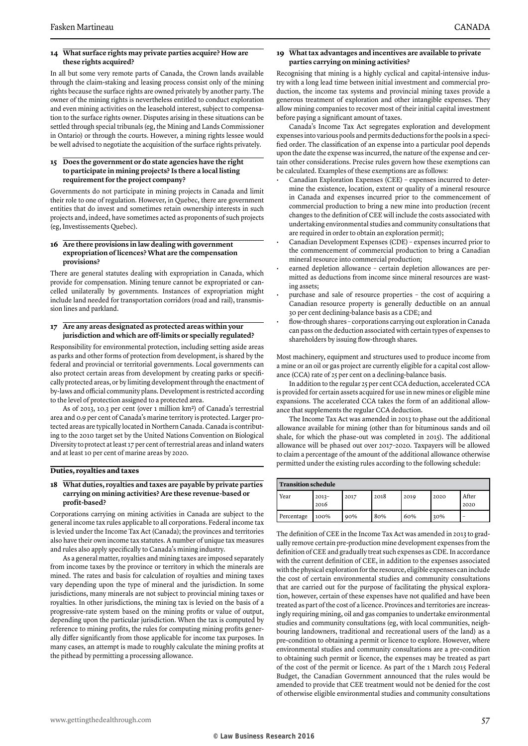### 14 What surface rights may private parties acquire? How are these rights acquired?

In all but some very remote parts of Canada, the Crown lands available through the claim-staking and leasing process consist only of the mining rights because the surface rights are owned privately by another party. The owner of the mining rights is nevertheless entitled to conduct exploration and even mining activities on the leasehold interest, subject to compensation to the surface rights owner. Disputes arising in these situations can be settled through special tribunals (eg, the Mining and Lands Commissioner in Ontario) or through the courts. However, a mining rights lessee would be well advised to negotiate the acquisition of the surface rights privately.

### 15 Does the government or do state agencies have the right to participate in mining projects? Is there a local listing requirement for the project company?

Governments do not participate in mining projects in Canada and limit their role to one of regulation. However, in Quebec, there are government entities that do invest and sometimes retain ownership interests in such projects and, indeed, have sometimes acted as proponents of such projects (eg, Investissements Quebec).

### 16 Are there provisions in law dealing with government expropriation of licences? What are the compensation provisions?

There are general statutes dealing with expropriation in Canada, which provide for compensation. Mining tenure cannot be expropriated or cancelled unilaterally by governments. Instances of expropriation might include land needed for transportation corridors (road and rail), transmission lines and parkland.

### 17 Are any areas designated as protected areas within your jurisdiction and which are off-limits or specially regulated?

Responsibility for environmental protection, including setting aside areas as parks and other forms of protection from development, is shared by the federal and provincial or territorial governments. Local governments can also protect certain areas from development by creating parks or specifically protected areas, or by limiting development through the enactment of by-laws and official community plans. Development is restricted according to the level of protection assigned to a protected area.

As of 2013, 10.3 per cent (over 1 million km²) of Canada's terrestrial area and 0.9 per cent of Canada's marine territory is protected. Larger protected areas are typically located in Northern Canada. Canada is contributing to the 2010 target set by the United Nations Convention on Biological Diversity to protect at least 17 per cent of terrestrial areas and inland waters and at least 10 per cent of marine areas by 2020.

## Duties, royalties and taxes

### 18 What duties, royalties and taxes are payable by private parties carrying on mining activities? Are these revenue-based or profit-based?

Corporations carrying on mining activities in Canada are subject to the general income tax rules applicable to all corporations. Federal income tax is levied under the Income Tax Act (Canada); the provinces and territories also have their own income tax statutes. A number of unique tax measures and rules also apply specifically to Canada's mining industry.

As a general matter, royalties and mining taxes are imposed separately from income taxes by the province or territory in which the minerals are mined. The rates and basis for calculation of royalties and mining taxes vary depending upon the type of mineral and the jurisdiction. In some jurisdictions, many minerals are not subject to provincial mining taxes or royalties. In other jurisdictions, the mining tax is levied on the basis of a progressive-rate system based on the mining profits or value of output, depending upon the particular jurisdiction. When the tax is computed by reference to mining profits, the rules for computing mining profits generally differ significantly from those applicable for income tax purposes. In many cases, an attempt is made to roughly calculate the mining profits at the pithead by permitting a processing allowance.

### 19 What tax advantages and incentives are available to private parties carrying on mining activities?

Recognising that mining is a highly cyclical and capital-intensive industry with a long lead time between initial investment and commercial production, the income tax systems and provincial mining taxes provide a generous treatment of exploration and other intangible expenses. They allow mining companies to recover most of their initial capital investment before paying a significant amount of taxes.

Canada's Income Tax Act segregates exploration and development expenses into various pools and permits deductions for the pools in a specified order. The classification of an expense into a particular pool depends upon the date the expense was incurred, the nature of the expense and certain other considerations. Precise rules govern how these exemptions can be calculated. Examples of these exemptions are as follows:

- Canadian Exploration Expenses (CEE) – expenses incurred to determine the existence, location, extent or quality of a mineral resource in Canada and expenses incurred prior to the commencement of commercial production to bring a new mine into production (recent changes to the definition of CEE will include the costs associated with undertaking environmental studies and community consultations that are required in order to obtain an exploration permit);
- Canadian Development Expenses (CDE) – expenses incurred prior to the commencement of commercial production to bring a Canadian mineral resource into commercial production;
- earned depletion allowance – certain depletion allowances are permitted as deductions from income since mineral resources are wasting assets;
- purchase and sale of resource properties – the cost of acquiring a Canadian resource property is generally deductible on an annual 30 per cent declining-balance basis as a CDE; and
- flow-through shares – corporations carrying out exploration in Canada can pass on the deduction associated with certain types of expenses to shareholders by issuing flow-through shares.

Most machinery, equipment and structures used to produce income from a mine or an oil or gas project are currently eligible for a capital cost allowance (CCA) rate of 25 per cent on a declining-balance basis.

In addition to the regular 25 per cent CCA deduction, accelerated CCA is provided for certain assets acquired for use in new mines or eligible mine expansions. The accelerated CCA takes the form of an additional allowance that supplements the regular CCA deduction.

The Income Tax Act was amended in 2013 to phase out the additional allowance available for mining (other than for bituminous sands and oil shale, for which the phase-out was completed in 2015). The additional allowance will be phased out over 2017–2020. Taxpayers will be allowed to claim a percentage of the amount of the additional allowance otherwise permitted under the existing rules according to the following schedule:

**Transition schedule**

| Year | 2013–2016 | 2017 | 2018 | 2019 | 2020 | After 2020 |
|---|---|---|---|---|---|---|
| Percentage | 100% | 90% | 80% | 60% | 30% | – |

The definition of CEE in the Income Tax Act was amended in 2013 to gradually remove certain pre-production mine development expenses from the definition of CEE and gradually treat such expenses as CDE. In accordance with the current definition of CEE, in addition to the expenses associated with the physical exploration for the resource, eligible expenses can include the cost of certain environmental studies and community consultations that are carried out for the purpose of facilitating the physical exploration, however, certain of these expenses have not qualified and have been treated as part of the cost of a licence. Provinces and territories are increasingly requiring mining, oil and gas companies to undertake environmental studies and community consultations (eg, with local communities, neighbouring landowners, traditional and recreational users of the land) as a pre-condition to obtaining a permit or licence to explore. However, where environmental studies and community consultations are a pre-condition to obtaining such permit or licence, the expenses may be treated as part of the cost of the permit or licence. As part of the 1 March 2015 Federal Budget, the Canadian Government announced that the rules would be amended to provide that CEE treatment would not be denied for the cost of otherwise eligible environmental studies and community consultations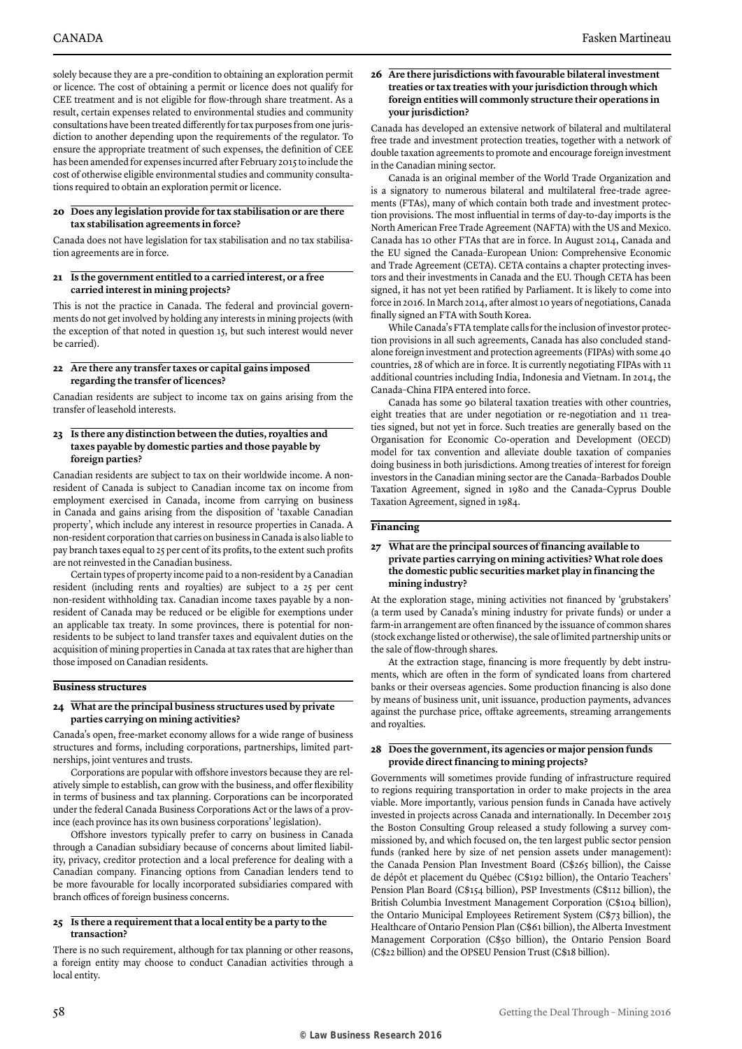solely because they are a pre-condition to obtaining an exploration permit or licence. The cost of obtaining a permit or licence does not qualify for CEE treatment and is not eligible for flow-through share treatment. As a result, certain expenses related to environmental studies and community consultations have been treated differently for tax purposes from one jurisdiction to another depending upon the requirements of the regulator. To ensure the appropriate treatment of such expenses, the definition of CEE has been amended for expenses incurred after February 2015 to include the cost of otherwise eligible environmental studies and community consultations required to obtain an exploration permit or licence.

### 20 Does any legislation provide for tax stabilisation or are there tax stabilisation agreements in force?

Canada does not have legislation for tax stabilisation and no tax stabilisation agreements are in force.

### 21 Is the government entitled to a carried interest, or a free carried interest in mining projects?

This is not the practice in Canada. The federal and provincial governments do not get involved by holding any interests in mining projects (with the exception of that noted in question 15, but such interest would never be carried).

### 22 Are there any transfer taxes or capital gains imposed regarding the transfer of licences?

Canadian residents are subject to income tax on gains arising from the transfer of leasehold interests.

### 23 Is there any distinction between the duties, royalties and taxes payable by domestic parties and those payable by foreign parties?

Canadian residents are subject to tax on their worldwide income. A non-resident of Canada is subject to Canadian income tax on income from employment exercised in Canada, income from carrying on business in Canada and gains arising from the disposition of 'taxable Canadian property', which include any interest in resource properties in Canada. A non-resident corporation that carries on business in Canada is also liable to pay branch taxes equal to 25 per cent of its profits, to the extent such profits are not reinvested in the Canadian business.

Certain types of property income paid to a non-resident by a Canadian resident (including rents and royalties) are subject to a 25 per cent non-resident withholding tax. Canadian income taxes payable by a non-resident of Canada may be reduced or be eligible for exemptions under an applicable tax treaty. In some provinces, there is potential for non-residents to be subject to land transfer taxes and equivalent duties on the acquisition of mining properties in Canada at tax rates that are higher than those imposed on Canadian residents.

## Business structures

### 24 What are the principal business structures used by private parties carrying on mining activities?

Canada's open, free-market economy allows for a wide range of business structures and forms, including corporations, partnerships, limited partnerships, joint ventures and trusts.

Corporations are popular with offshore investors because they are relatively simple to establish, can grow with the business, and offer flexibility in terms of business and tax planning. Corporations can be incorporated under the federal Canada Business Corporations Act or the laws of a province (each province has its own business corporations' legislation).

Offshore investors typically prefer to carry on business in Canada through a Canadian subsidiary because of concerns about limited liability, privacy, creditor protection and a local preference for dealing with a Canadian company. Financing options from Canadian lenders tend to be more favourable for locally incorporated subsidiaries compared with branch offices of foreign business concerns.

### 25 Is there a requirement that a local entity be a party to the transaction?

There is no such requirement, although for tax planning or other reasons, a foreign entity may choose to conduct Canadian activities through a local entity.

### 26 Are there jurisdictions with favourable bilateral investment treaties or tax treaties with your jurisdiction through which foreign entities will commonly structure their operations in your jurisdiction?

Canada has developed an extensive network of bilateral and multilateral free trade and investment protection treaties, together with a network of double taxation agreements to promote and encourage foreign investment in the Canadian mining sector.

Canada is an original member of the World Trade Organization and is a signatory to numerous bilateral and multilateral free-trade agreements (FTAs), many of which contain both trade and investment protection provisions. The most influential in terms of day-to-day imports is the North American Free Trade Agreement (NAFTA) with the US and Mexico. Canada has 10 other FTAs that are in force. In August 2014, Canada and the EU signed the Canada–European Union: Comprehensive Economic and Trade Agreement (CETA). CETA contains a chapter protecting investors and their investments in Canada and the EU. Though CETA has been signed, it has not yet been ratified by Parliament. It is likely to come into force in 2016. In March 2014, after almost 10 years of negotiations, Canada finally signed an FTA with South Korea.

While Canada's FTA template calls for the inclusion of investor protection provisions in all such agreements, Canada has also concluded standalone foreign investment and protection agreements (FIPAs) with some 40 countries, 28 of which are in force. It is currently negotiating FIPAs with 11 additional countries including India, Indonesia and Vietnam. In 2014, the Canada–China FIPA entered into force.

Canada has some 90 bilateral taxation treaties with other countries, eight treaties that are under negotiation or re-negotiation and 11 treaties signed, but not yet in force. Such treaties are generally based on the Organisation for Economic Co-operation and Development (OECD) model for tax convention and alleviate double taxation of companies doing business in both jurisdictions. Among treaties of interest for foreign investors in the Canadian mining sector are the Canada–Barbados Double Taxation Agreement, signed in 1980 and the Canada–Cyprus Double Taxation Agreement, signed in 1984.

## Financing

### 27 What are the principal sources of financing available to private parties carrying on mining activities? What role does the domestic public securities market play in financing the mining industry?

At the exploration stage, mining activities not financed by 'grubstakers' (a term used by Canada's mining industry for private funds) or under a farm-in arrangement are often financed by the issuance of common shares (stock exchange listed or otherwise), the sale of limited partnership units or the sale of flow-through shares.

At the extraction stage, financing is more frequently by debt instruments, which are often in the form of syndicated loans from chartered banks or their overseas agencies. Some production financing is also done by means of business unit, unit issuance, production payments, advances against the purchase price, offtake agreements, streaming arrangements and royalties.

### 28 Does the government, its agencies or major pension funds provide direct financing to mining projects?

Governments will sometimes provide funding of infrastructure required to regions requiring transportation in order to make projects in the area viable. More importantly, various pension funds in Canada have actively invested in projects across Canada and internationally. In December 2015 the Boston Consulting Group released a study following a survey commissioned by, and which focused on, the ten largest public sector pension funds (ranked here by size of net pension assets under management): the Canada Pension Plan Investment Board (C$265 billion), the Caisse de dépôt et placement du Québec (C$192 billion), the Ontario Teachers' Pension Plan Board (C$154 billion), PSP Investments (C$112 billion), the British Columbia Investment Management Corporation (C$104 billion), the Ontario Municipal Employees Retirement System (C$73 billion), the Healthcare of Ontario Pension Plan (C$61 billion), the Alberta Investment Management Corporation (C$50 billion), the Ontario Pension Board (C$22 billion) and the OPSEU Pension Trust (C$18 billion).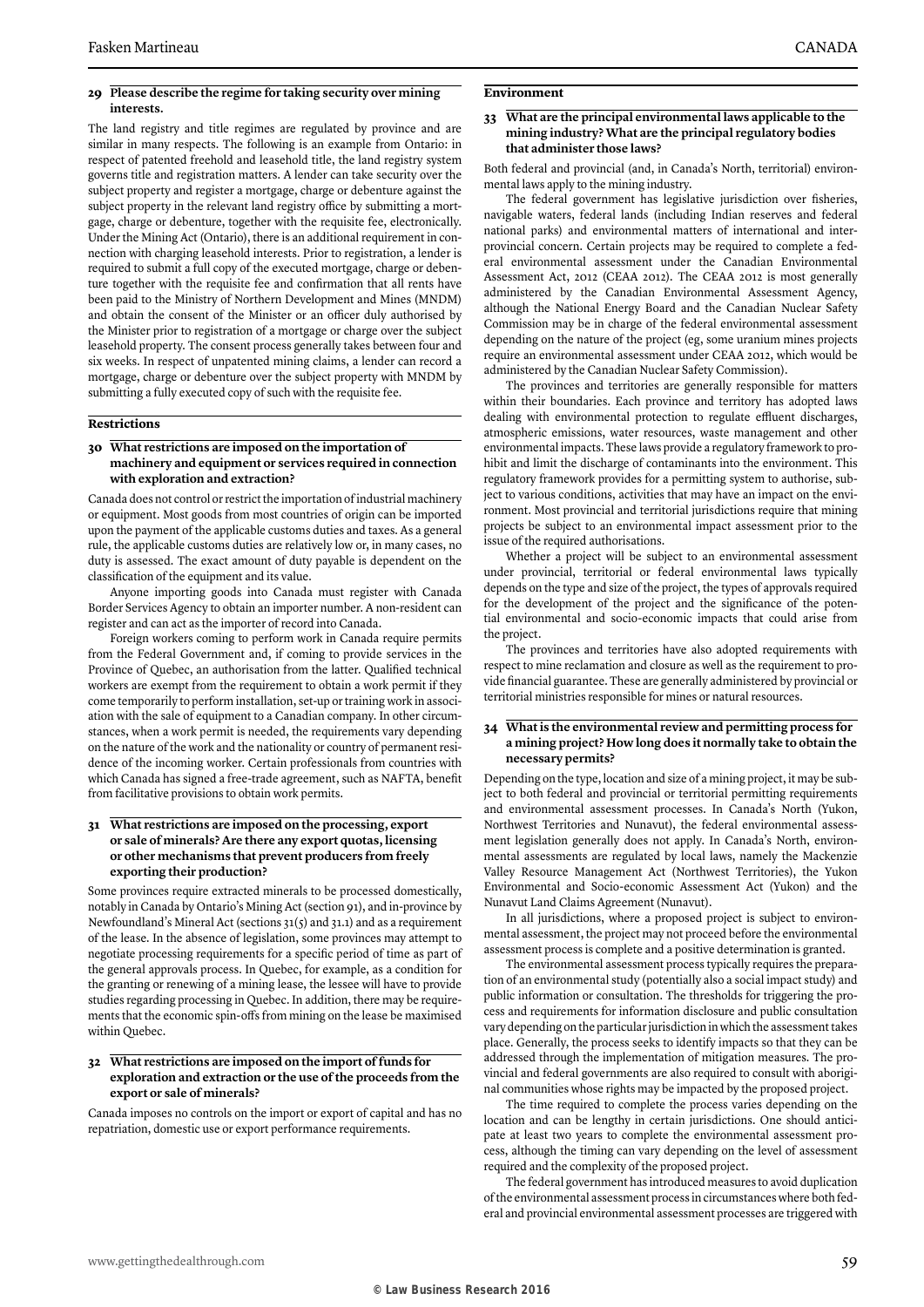### 29 Please describe the regime for taking security over mining interests.

The land registry and title regimes are regulated by province and are similar in many respects. The following is an example from Ontario: in respect of patented freehold and leasehold title, the land registry system governs title and registration matters. A lender can take security over the subject property and register a mortgage, charge or debenture against the subject property in the relevant land registry office by submitting a mortgage, charge or debenture, together with the requisite fee, electronically. Under the Mining Act (Ontario), there is an additional requirement in connection with charging leasehold interests. Prior to registration, a lender is required to submit a full copy of the executed mortgage, charge or debenture together with the requisite fee and confirmation that all rents have been paid to the Ministry of Northern Development and Mines (MNDM) and obtain the consent of the Minister or an officer duly authorised by the Minister prior to registration of a mortgage or charge over the subject leasehold property. The consent process generally takes between four and six weeks. In respect of unpatented mining claims, a lender can record a mortgage, charge or debenture over the subject property with MNDM by submitting a fully executed copy of such with the requisite fee.

## Restrictions

### 30 What restrictions are imposed on the importation of machinery and equipment or services required in connection with exploration and extraction?

Canada does not control or restrict the importation of industrial machinery or equipment. Most goods from most countries of origin can be imported upon the payment of the applicable customs duties and taxes. As a general rule, the applicable customs duties are relatively low or, in many cases, no duty is assessed. The exact amount of duty payable is dependent on the classification of the equipment and its value.

Anyone importing goods into Canada must register with Canada Border Services Agency to obtain an importer number. A non-resident can register and can act as the importer of record into Canada.

Foreign workers coming to perform work in Canada require permits from the Federal Government and, if coming to provide services in the Province of Quebec, an authorisation from the latter. Qualified technical workers are exempt from the requirement to obtain a work permit if they come temporarily to perform installation, set-up or training work in association with the sale of equipment to a Canadian company. In other circumstances, when a work permit is needed, the requirements vary depending on the nature of the work and the nationality or country of permanent residence of the incoming worker. Certain professionals from countries with which Canada has signed a free-trade agreement, such as NAFTA, benefit from facilitative provisions to obtain work permits.

### 31 What restrictions are imposed on the processing, export or sale of minerals? Are there any export quotas, licensing or other mechanisms that prevent producers from freely exporting their production?

Some provinces require extracted minerals to be processed domestically, notably in Canada by Ontario's Mining Act (section 91), and in-province by Newfoundland's Mineral Act (sections 31(5) and 31.1) and as a requirement of the lease. In the absence of legislation, some provinces may attempt to negotiate processing requirements for a specific period of time as part of the general approvals process. In Quebec, for example, as a condition for the granting or renewing of a mining lease, the lessee will have to provide studies regarding processing in Quebec. In addition, there may be requirements that the economic spin-offs from mining on the lease be maximised within Quebec.

### 32 What restrictions are imposed on the import of funds for exploration and extraction or the use of the proceeds from the export or sale of minerals?

Canada imposes no controls on the import or export of capital and has no repatriation, domestic use or export performance requirements.

## Environment

### 33 What are the principal environmental laws applicable to the mining industry? What are the principal regulatory bodies that administer those laws?

Both federal and provincial (and, in Canada's North, territorial) environmental laws apply to the mining industry.

The federal government has legislative jurisdiction over fisheries, navigable waters, federal lands (including Indian reserves and federal national parks) and environmental matters of international and interprovincial concern. Certain projects may be required to complete a federal environmental assessment under the Canadian Environmental Assessment Act, 2012 (CEAA 2012). The CEAA 2012 is most generally administered by the Canadian Environmental Assessment Agency, although the National Energy Board and the Canadian Nuclear Safety Commission may be in charge of the federal environmental assessment depending on the nature of the project (eg, some uranium mines projects require an environmental assessment under CEAA 2012, which would be administered by the Canadian Nuclear Safety Commission).

The provinces and territories are generally responsible for matters within their boundaries. Each province and territory has adopted laws dealing with environmental protection to regulate effluent discharges, atmospheric emissions, water resources, waste management and other environmental impacts. These laws provide a regulatory framework to prohibit and limit the discharge of contaminants into the environment. This regulatory framework provides for a permitting system to authorise, subject to various conditions, activities that may have an impact on the environment. Most provincial and territorial jurisdictions require that mining projects be subject to an environmental impact assessment prior to the issue of the required authorisations.

Whether a project will be subject to an environmental assessment under provincial, territorial or federal environmental laws typically depends on the type and size of the project, the types of approvals required for the development of the project and the significance of the potential environmental and socio-economic impacts that could arise from the project.

The provinces and territories have also adopted requirements with respect to mine reclamation and closure as well as the requirement to provide financial guarantee. These are generally administered by provincial or territorial ministries responsible for mines or natural resources.

### 34 What is the environmental review and permitting process for a mining project? How long does it normally take to obtain the necessary permits?

Depending on the type, location and size of a mining project, it may be subject to both federal and provincial or territorial permitting requirements and environmental assessment processes. In Canada's North (Yukon, Northwest Territories and Nunavut), the federal environmental assessment legislation generally does not apply. In Canada's North, environmental assessments are regulated by local laws, namely the Mackenzie Valley Resource Management Act (Northwest Territories), the Yukon Environmental and Socio-economic Assessment Act (Yukon) and the Nunavut Land Claims Agreement (Nunavut).

In all jurisdictions, where a proposed project is subject to environmental assessment, the project may not proceed before the environmental assessment process is complete and a positive determination is granted.

The environmental assessment process typically requires the preparation of an environmental study (potentially also a social impact study) and public information or consultation. The thresholds for triggering the process and requirements for information disclosure and public consultation vary depending on the particular jurisdiction in which the assessment takes place. Generally, the process seeks to identify impacts so that they can be addressed through the implementation of mitigation measures. The provincial and federal governments are also required to consult with aboriginal communities whose rights may be impacted by the proposed project.

The time required to complete the process varies depending on the location and can be lengthy in certain jurisdictions. One should anticipate at least two years to complete the environmental assessment process, although the timing can vary depending on the level of assessment required and the complexity of the proposed project.

The federal government has introduced measures to avoid duplication of the environmental assessment process in circumstances where both federal and provincial environmental assessment processes are triggered with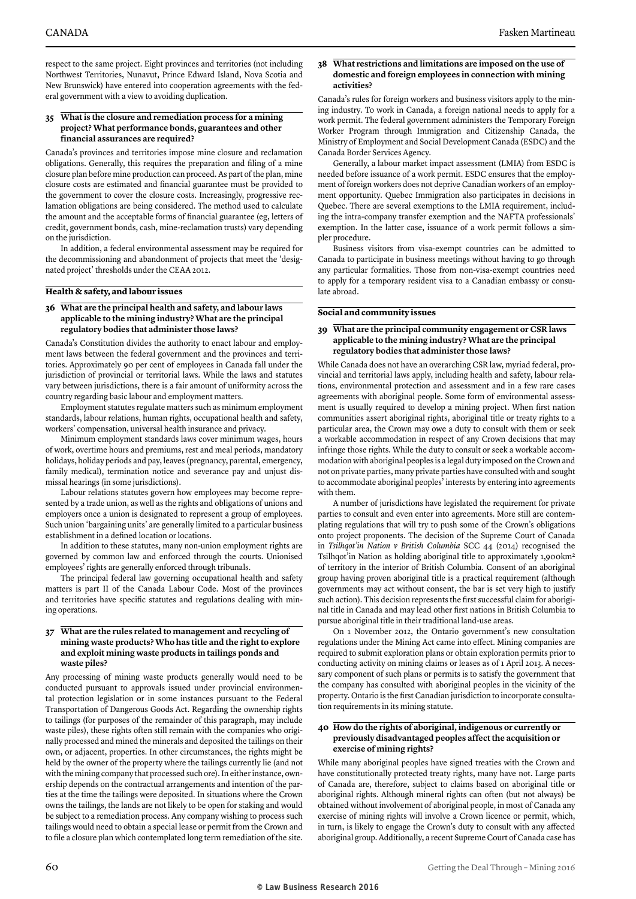respect to the same project. Eight provinces and territories (not including Northwest Territories, Nunavut, Prince Edward Island, Nova Scotia and New Brunswick) have entered into cooperation agreements with the federal government with a view to avoiding duplication.

### 35 What is the closure and remediation process for a mining project? What performance bonds, guarantees and other financial assurances are required?

Canada's provinces and territories impose mine closure and reclamation obligations. Generally, this requires the preparation and filing of a mine closure plan before mine production can proceed. As part of the plan, mine closure costs are estimated and financial guarantee must be provided to the government to cover the closure costs. Increasingly, progressive reclamation obligations are being considered. The method used to calculate the amount and the acceptable forms of financial guarantee (eg, letters of credit, government bonds, cash, mine-reclamation trusts) vary depending on the jurisdiction.

In addition, a federal environmental assessment may be required for the decommissioning and abandonment of projects that meet the 'designated project' thresholds under the CEAA 2012.

## Health & safety, and labour issues

### 36 What are the principal health and safety, and labour laws applicable to the mining industry? What are the principal regulatory bodies that administer those laws?

Canada's Constitution divides the authority to enact labour and employment laws between the federal government and the provinces and territories. Approximately 90 per cent of employees in Canada fall under the jurisdiction of provincial or territorial laws. While the laws and statutes vary between jurisdictions, there is a fair amount of uniformity across the country regarding basic labour and employment matters.

Employment statutes regulate matters such as minimum employment standards, labour relations, human rights, occupational health and safety, workers' compensation, universal health insurance and privacy.

Minimum employment standards laws cover minimum wages, hours of work, overtime hours and premiums, rest and meal periods, mandatory holidays, holiday periods and pay, leaves (pregnancy, parental, emergency, family medical), termination notice and severance pay and unjust dismissal hearings (in some jurisdictions).

Labour relations statutes govern how employees may become represented by a trade union, as well as the rights and obligations of unions and employers once a union is designated to represent a group of employees. Such union 'bargaining units' are generally limited to a particular business establishment in a defined location or locations.

In addition to these statutes, many non-union employment rights are governed by common law and enforced through the courts. Unionised employees' rights are generally enforced through tribunals.

The principal federal law governing occupational health and safety matters is part II of the Canada Labour Code. Most of the provinces and territories have specific statutes and regulations dealing with mining operations.

### 37 What are the rules related to management and recycling of mining waste products? Who has title and the right to explore and exploit mining waste products in tailings ponds and waste piles?

Any processing of mining waste products generally would need to be conducted pursuant to approvals issued under provincial environmental protection legislation or in some instances pursuant to the Federal Transportation of Dangerous Goods Act. Regarding the ownership rights to tailings (for purposes of the remainder of this paragraph, may include waste piles), these rights often still remain with the companies who originally processed and mined the minerals and deposited the tailings on their own, or adjacent, properties. In other circumstances, the rights might be held by the owner of the property where the tailings currently lie (and not with the mining company that processed such ore). In either instance, ownership depends on the contractual arrangements and intention of the parties at the time the tailings were deposited. In situations where the Crown owns the tailings, the lands are not likely to be open for staking and would be subject to a remediation process. Any company wishing to process such tailings would need to obtain a special lease or permit from the Crown and to file a closure plan which contemplated long term remediation of the site.

### 38 What restrictions and limitations are imposed on the use of domestic and foreign employees in connection with mining activities?

Canada's rules for foreign workers and business visitors apply to the mining industry. To work in Canada, a foreign national needs to apply for a work permit. The federal government administers the Temporary Foreign Worker Program through Immigration and Citizenship Canada, the Ministry of Employment and Social Development Canada (ESDC) and the Canada Border Services Agency.

Generally, a labour market impact assessment (LMIA) from ESDC is needed before issuance of a work permit. ESDC ensures that the employment of foreign workers does not deprive Canadian workers of an employment opportunity. Quebec Immigration also participates in decisions in Quebec. There are several exemptions to the LMIA requirement, including the intra-company transfer exemption and the NAFTA professionals' exemption. In the latter case, issuance of a work permit follows a simpler procedure.

Business visitors from visa-exempt countries can be admitted to Canada to participate in business meetings without having to go through any particular formalities. Those from non-visa-exempt countries need to apply for a temporary resident visa to a Canadian embassy or consulate abroad.

## Social and community issues

### 39 What are the principal community engagement or CSR laws applicable to the mining industry? What are the principal regulatory bodies that administer those laws?

While Canada does not have an overarching CSR law, myriad federal, provincial and territorial laws apply, including health and safety, labour relations, environmental protection and assessment and in a few rare cases agreements with aboriginal people. Some form of environmental assessment is usually required to develop a mining project. When first nation communities assert aboriginal rights, aboriginal title or treaty rights to a particular area, the Crown may owe a duty to consult with them or seek a workable accommodation in respect of any Crown decisions that may infringe those rights. While the duty to consult or seek a workable accommodation with aboriginal peoples is a legal duty imposed on the Crown and not on private parties, many private parties have consulted with and sought to accommodate aboriginal peoples' interests by entering into agreements with them.

A number of jurisdictions have legislated the requirement for private parties to consult and even enter into agreements. More still are contemplating regulations that will try to push some of the Crown's obligations onto project proponents. The decision of the Supreme Court of Canada in *Tsilhqot'in Nation v British Columbia* SCC 44 (2014) recognised the Tsilhqot'in Nation as holding aboriginal title to approximately 1,900km² of territory in the interior of British Columbia. Consent of an aboriginal group having proven aboriginal title is a practical requirement (although governments may act without consent, the bar is set very high to justify such action). This decision represents the first successful claim for aboriginal title in Canada and may lead other first nations in British Columbia to pursue aboriginal title in their traditional land-use areas.

On 1 November 2012, the Ontario government's new consultation regulations under the Mining Act came into effect. Mining companies are required to submit exploration plans or obtain exploration permits prior to conducting activity on mining claims or leases as of 1 April 2013. A necessary component of such plans or permits is to satisfy the government that the company has consulted with aboriginal peoples in the vicinity of the property. Ontario is the first Canadian jurisdiction to incorporate consultation requirements in its mining statute.

### 40 How do the rights of aboriginal, indigenous or currently or previously disadvantaged peoples affect the acquisition or exercise of mining rights?

While many aboriginal peoples have signed treaties with the Crown and have constitutionally protected treaty rights, many have not. Large parts of Canada are, therefore, subject to claims based on aboriginal title or aboriginal rights. Although mineral rights can often (but not always) be obtained without involvement of aboriginal people, in most of Canada any exercise of mining rights will involve a Crown licence or permit, which, in turn, is likely to engage the Crown's duty to consult with any affected aboriginal group. Additionally, a recent Supreme Court of Canada case has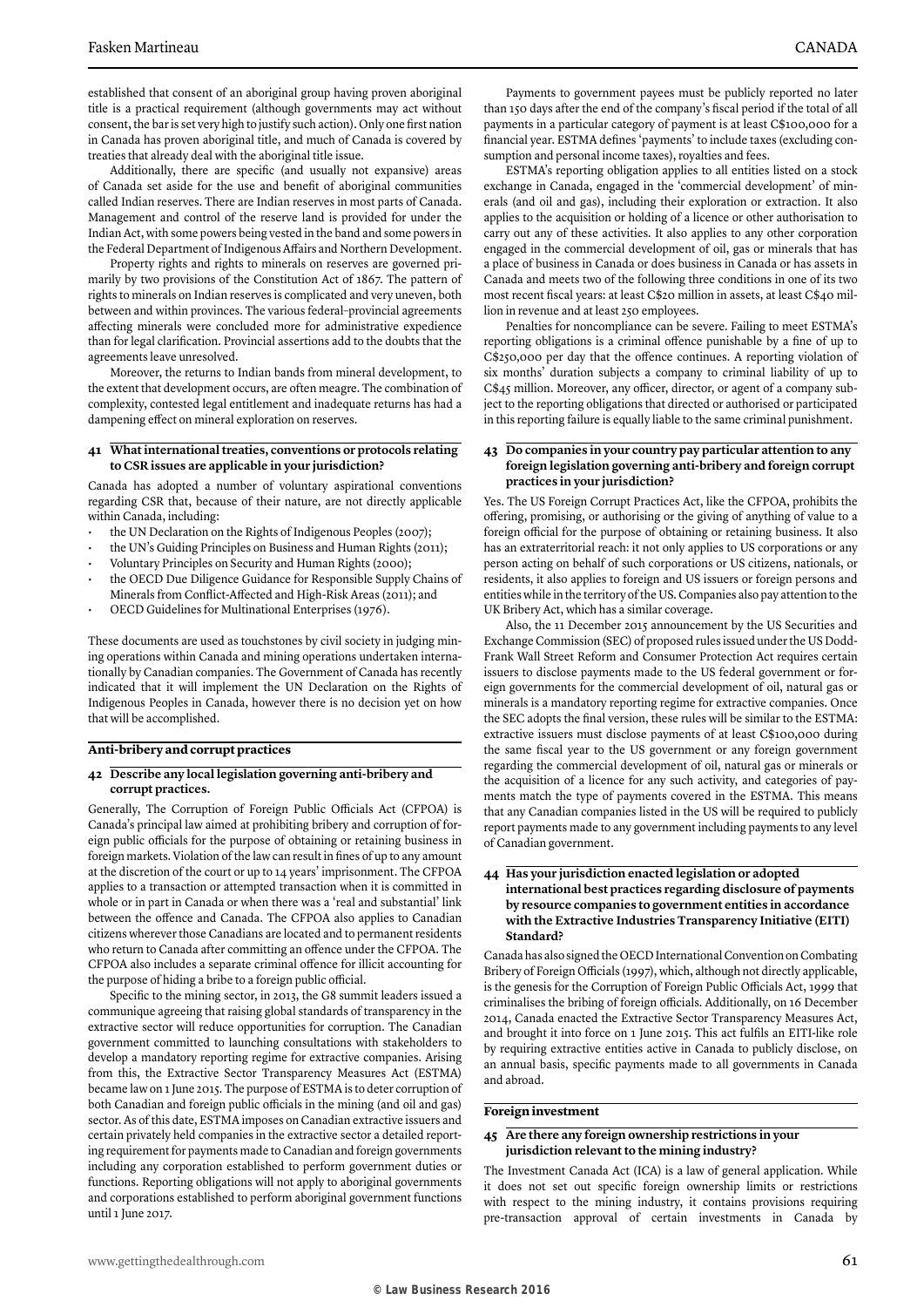established that consent of an aboriginal group having proven aboriginal title is a practical requirement (although governments may act without consent, the bar is set very high to justify such action). Only one first nation in Canada has proven aboriginal title, and much of Canada is covered by treaties that already deal with the aboriginal title issue.

Additionally, there are specific (and usually not expansive) areas of Canada set aside for the use and benefit of aboriginal communities called Indian reserves. There are Indian reserves in most parts of Canada. Management and control of the reserve land is provided for under the Indian Act, with some powers being vested in the band and some powers in the Federal Department of Indigenous Affairs and Northern Development.

Property rights and rights to minerals on reserves are governed primarily by two provisions of the Constitution Act of 1867. The pattern of rights to minerals on Indian reserves is complicated and very uneven, both between and within provinces. The various federal–provincial agreements affecting minerals were concluded more for administrative expedience than for legal clarification. Provincial assertions add to the doubts that the agreements leave unresolved.

Moreover, the returns to Indian bands from mineral development, to the extent that development occurs, are often meagre. The combination of complexity, contested legal entitlement and inadequate returns has had a dampening effect on mineral exploration on reserves.

### 41 What international treaties, conventions or protocols relating to CSR issues are applicable in your jurisdiction?

Canada has adopted a number of voluntary aspirational conventions regarding CSR that, because of their nature, are not directly applicable within Canada, including:

- the UN Declaration on the Rights of Indigenous Peoples (2007);
- the UN's Guiding Principles on Business and Human Rights (2011);
- Voluntary Principles on Security and Human Rights (2000);
- the OECD Due Diligence Guidance for Responsible Supply Chains of Minerals from Conflict-Affected and High-Risk Areas (2011); and
- OECD Guidelines for Multinational Enterprises (1976).

These documents are used as touchstones by civil society in judging mining operations within Canada and mining operations undertaken internationally by Canadian companies. The Government of Canada has recently indicated that it will implement the UN Declaration on the Rights of Indigenous Peoples in Canada, however there is no decision yet on how that will be accomplished.

## Anti-bribery and corrupt practices

### 42 Describe any local legislation governing anti-bribery and corrupt practices.

Generally, The Corruption of Foreign Public Officials Act (CFPOA) is Canada's principal law aimed at prohibiting bribery and corruption of foreign public officials for the purpose of obtaining or retaining business in foreign markets. Violation of the law can result in fines of up to any amount at the discretion of the court or up to 14 years' imprisonment. The CFPOA applies to a transaction or attempted transaction when it is committed in whole or in part in Canada or when there was a 'real and substantial' link between the offence and Canada. The CFPOA also applies to Canadian citizens wherever those Canadians are located and to permanent residents who return to Canada after committing an offence under the CFPOA. The CFPOA also includes a separate criminal offence for illicit accounting for the purpose of hiding a bribe to a foreign public official.

Specific to the mining sector, in 2013, the G8 summit leaders issued a communique agreeing that raising global standards of transparency in the extractive sector will reduce opportunities for corruption. The Canadian government committed to launching consultations with stakeholders to develop a mandatory reporting regime for extractive companies. Arising from this, the Extractive Sector Transparency Measures Act (ESTMA) became law on 1 June 2015. The purpose of ESTMA is to deter corruption of both Canadian and foreign public officials in the mining (and oil and gas) sector. As of this date, ESTMA imposes on Canadian extractive issuers and certain privately held companies in the extractive sector a detailed reporting requirement for payments made to Canadian and foreign governments including any corporation established to perform government duties or functions. Reporting obligations will not apply to aboriginal governments and corporations established to perform aboriginal government functions until 1 June 2017.

Payments to government payees must be publicly reported no later than 150 days after the end of the company's fiscal period if the total of all payments in a particular category of payment is at least C$100,000 for a financial year. ESTMA defines 'payments' to include taxes (excluding consumption and personal income taxes), royalties and fees.

ESTMA's reporting obligation applies to all entities listed on a stock exchange in Canada, engaged in the 'commercial development' of minerals (and oil and gas), including their exploration or extraction. It also applies to the acquisition or holding of a licence or other authorisation to carry out any of these activities. It also applies to any other corporation engaged in the commercial development of oil, gas or minerals that has a place of business in Canada or does business in Canada or has assets in Canada and meets two of the following three conditions in one of its two most recent fiscal years: at least C$20 million in assets, at least C$40 million in revenue and at least 250 employees.

Penalties for noncompliance can be severe. Failing to meet ESTMA's reporting obligations is a criminal offence punishable by a fine of up to C$250,000 per day that the offence continues. A reporting violation of six months' duration subjects a company to criminal liability of up to C$45 million. Moreover, any officer, director, or agent of a company subject to the reporting obligations that directed or authorised or participated in this reporting failure is equally liable to the same criminal punishment.

### 43 Do companies in your country pay particular attention to any foreign legislation governing anti-bribery and foreign corrupt practices in your jurisdiction?

Yes. The US Foreign Corrupt Practices Act, like the CFPOA, prohibits the offering, promising, or authorising or the giving of anything of value to a foreign official for the purpose of obtaining or retaining business. It also has an extraterritorial reach: it not only applies to US corporations or any person acting on behalf of such corporations or US citizens, nationals, or residents, it also applies to foreign and US issuers or foreign persons and entities while in the territory of the US. Companies also pay attention to the UK Bribery Act, which has a similar coverage.

Also, the 11 December 2015 announcement by the US Securities and Exchange Commission (SEC) of proposed rules issued under the US Dodd-Frank Wall Street Reform and Consumer Protection Act requires certain issuers to disclose payments made to the US federal government or foreign governments for the commercial development of oil, natural gas or minerals is a mandatory reporting regime for extractive companies. Once the SEC adopts the final version, these rules will be similar to the ESTMA: extractive issuers must disclose payments of at least C$100,000 during the same fiscal year to the US government or any foreign government regarding the commercial development of oil, natural gas or minerals or the acquisition of a licence for any such activity, and categories of payments match the type of payments covered in the ESTMA. This means that any Canadian companies listed in the US will be required to publicly report payments made to any government including payments to any level of Canadian government.

### 44 Has your jurisdiction enacted legislation or adopted international best practices regarding disclosure of payments by resource companies to government entities in accordance with the Extractive Industries Transparency Initiative (EITI) Standard?

Canada has also signed the OECD International Convention on Combating Bribery of Foreign Officials (1997), which, although not directly applicable, is the genesis for the Corruption of Foreign Public Officials Act, 1999 that criminalises the bribing of foreign officials. Additionally, on 16 December 2014, Canada enacted the Extractive Sector Transparency Measures Act, and brought it into force on 1 June 2015. This act fulfils an EITI-like role by requiring extractive entities active in Canada to publicly disclose, on an annual basis, specific payments made to all governments in Canada and abroad.

## Foreign investment

### 45 Are there any foreign ownership restrictions in your jurisdiction relevant to the mining industry?

The Investment Canada Act (ICA) is a law of general application. While it does not set out specific foreign ownership limits or restrictions with respect to the mining industry, it contains provisions requiring pre-transaction approval of certain investments in Canada by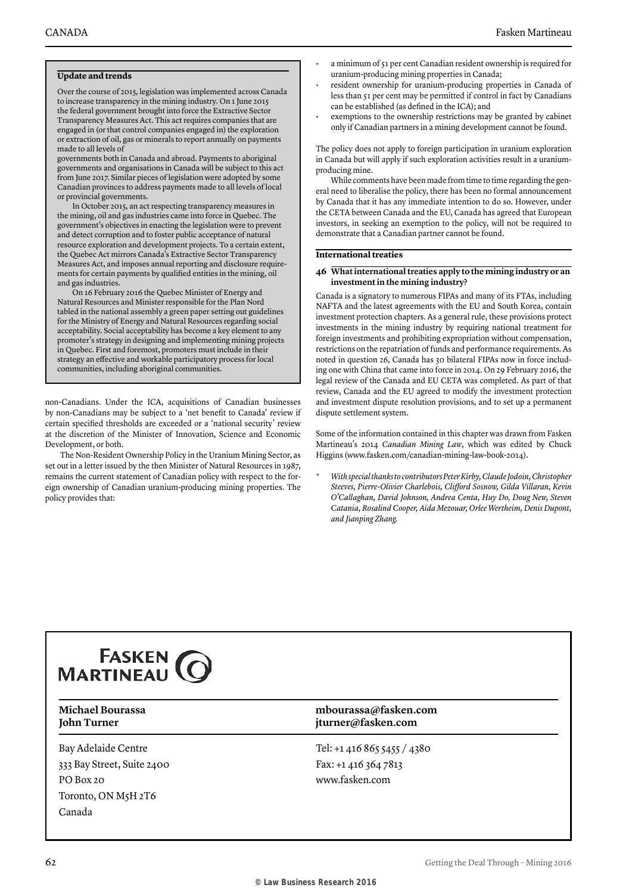### Update and trends

Over the course of 2015, legislation was implemented across Canada to increase transparency in the mining industry. On 1 June 2015 the federal government brought into force the Extractive Sector Transparency Measures Act. This act requires companies that are engaged in (or that control companies engaged in) the exploration or extraction of oil, gas or minerals to report annually on payments made to all levels of governments both in Canada and abroad. Payments to aboriginal governments and organisations in Canada will be subject to this act from June 2017. Similar pieces of legislation were adopted by some Canadian provinces to address payments made to all levels of local or provincial governments.

In October 2015, an act respecting transparency measures in the mining, oil and gas industries came into force in Quebec. The government's objectives in enacting the legislation were to prevent and detect corruption and to foster public acceptance of natural resource exploration and development projects. To a certain extent, the Quebec Act mirrors Canada's Extractive Sector Transparency Measures Act, and imposes annual reporting and disclosure requirements for certain payments by qualified entities in the mining, oil and gas industries.

On 16 February 2016 the Quebec Minister of Energy and Natural Resources and Minister responsible for the Plan Nord tabled in the national assembly a green paper setting out guidelines for the Ministry of Energy and Natural Resources regarding social acceptability. Social acceptability has become a key element to any promoter's strategy in designing and implementing mining projects in Quebec. First and foremost, promoters must include in their strategy an effective and workable participatory process for local communities, including aboriginal communities.

non-Canadians. Under the ICA, acquisitions of Canadian businesses by non-Canadians may be subject to a 'net benefit to Canada' review if certain specified thresholds are exceeded or a 'national security' review at the discretion of the Minister of Innovation, Science and Economic Development, or both.

The Non-Resident Ownership Policy in the Uranium Mining Sector, as set out in a letter issued by the then Minister of Natural Resources in 1987, remains the current statement of Canadian policy with respect to the foreign ownership of Canadian uranium-producing mining properties. The policy provides that:

- a minimum of 51 per cent Canadian resident ownership is required for uranium-producing mining properties in Canada;
- resident ownership for uranium-producing properties in Canada of less than 51 per cent may be permitted if control in fact by Canadians can be established (as defined in the ICA); and
- exemptions to the ownership restrictions may be granted by cabinet only if Canadian partners in a mining development cannot be found.

The policy does not apply to foreign participation in uranium exploration in Canada but will apply if such exploration activities result in a uranium-producing mine.

While comments have been made from time to time regarding the general need to liberalise the policy, there has been no formal announcement by Canada that it has any immediate intention to do so. However, under the CETA between Canada and the EU, Canada has agreed that European investors, in seeking an exemption to the policy, will not be required to demonstrate that a Canadian partner cannot be found.

## International treaties

**46 What international treaties apply to the mining industry or an investment in the mining industry?**

Canada is a signatory to numerous FIPAs and many of its FTAs, including NAFTA and the latest agreements with the EU and South Korea, contain investment protection chapters. As a general rule, these provisions protect investments in the mining industry by requiring national treatment for foreign investments and prohibiting expropriation without compensation, restrictions on the repatriation of funds and performance requirements. As noted in question 26, Canada has 30 bilateral FIPAs now in force including one with China that came into force in 2014. On 29 February 2016, the legal review of the Canada and EU CETA was completed. As part of that review, Canada and the EU agreed to modify the investment protection and investment dispute resolution provisions, and to set up a permanent dispute settlement system.

Some of the information contained in this chapter was drawn from Fasken Martineau's 2014 *Canadian Mining Law*, which was edited by Chuck Higgins (www.fasken.com/canadian-mining-law-book-2014).

\* *With special thanks to contributors Peter Kirby, Claude Jodoin, Christopher Steeves, Pierre-Olivier Charlebois, Clifford Sosnow, Gilda Villaran, Kevin O'Callaghan, David Johnson, Andrea Centa, Huy Do, Doug New, Steven Catania, Rosalind Cooper, Aïda Mezouar, Orlee Wertheim, Denis Dupont, and Jianping Zhang.*

**FASKEN MARTINEAU**

| **Michael Bourassa** | **mbourassa@fasken.com** |
|---|---|
| **John Turner** | **jturner@fasken.com** |

Bay Adelaide Centre
333 Bay Street, Suite 2400
PO Box 20
Toronto, ON M5H 2T6
Canada

Tel: +1 416 865 5455 / 4380
Fax: +1 416 364 7813
www.fasken.com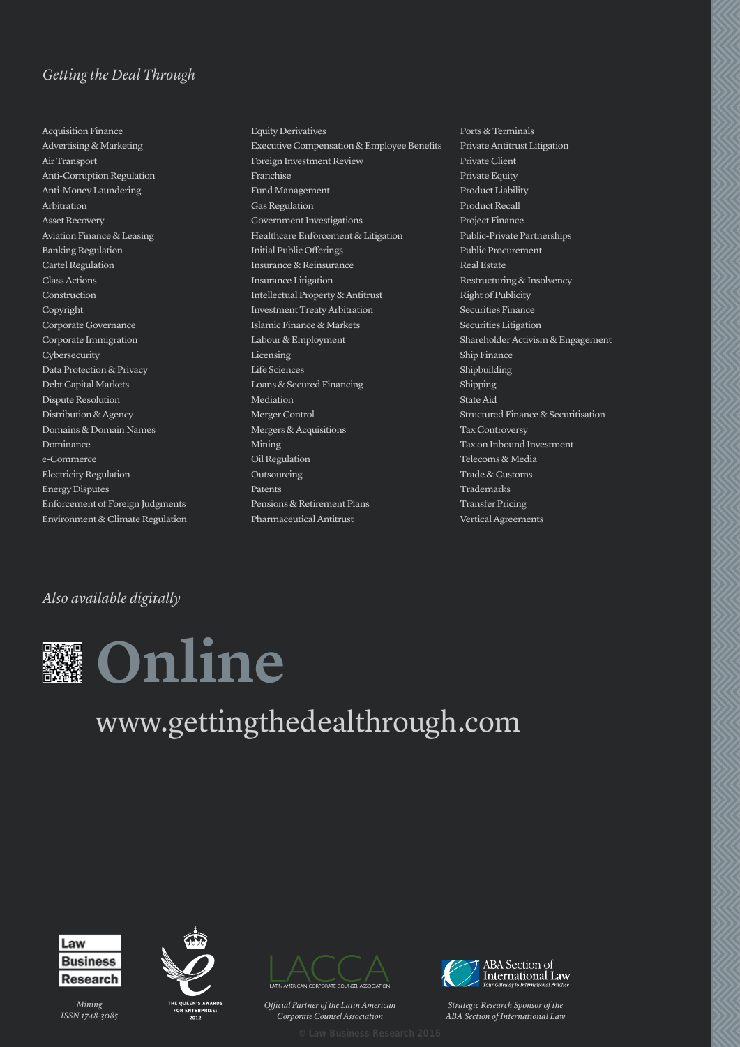*Getting the Deal Through*

Acquisition Finance
Advertising & Marketing
Air Transport
Anti-Corruption Regulation
Anti-Money Laundering
Arbitration
Asset Recovery
Aviation Finance & Leasing
Banking Regulation
Cartel Regulation
Class Actions
Construction
Copyright
Corporate Governance
Corporate Immigration
Cybersecurity
Data Protection & Privacy
Debt Capital Markets
Dispute Resolution
Distribution & Agency
Domains & Domain Names
Dominance
e-Commerce
Electricity Regulation
Energy Disputes
Enforcement of Foreign Judgments
Environment & Climate Regulation
Equity Derivatives
Executive Compensation & Employee Benefits
Foreign Investment Review
Franchise
Fund Management
Gas Regulation
Government Investigations
Healthcare Enforcement & Litigation
Initial Public Offerings
Insurance & Reinsurance
Insurance Litigation
Intellectual Property & Antitrust
Investment Treaty Arbitration
Islamic Finance & Markets
Labour & Employment
Licensing
Life Sciences
Loans & Secured Financing
Mediation
Merger Control
Mergers & Acquisitions
Mining
Oil Regulation
Outsourcing
Patents
Pensions & Retirement Plans
Pharmaceutical Antitrust
Ports & Terminals
Private Antitrust Litigation
Private Client
Private Equity
Product Liability
Product Recall
Project Finance
Public-Private Partnerships
Public Procurement
Real Estate
Restructuring & Insolvency
Right of Publicity
Securities Finance
Securities Litigation
Shareholder Activism & Engagement
Ship Finance
Shipbuilding
Shipping
State Aid
Structured Finance & Securitisation
Tax Controversy
Tax on Inbound Investment
Telecoms & Media
Trade & Customs
Trademarks
Transfer Pricing
Vertical Agreements

*Also available digitally*

# Online

www.gettingthedealthrough.com

Law Business Research

*Mining*
*ISSN 1748-3085*

THE QUEEN'S AWARDS FOR ENTERPRISE: 2012

LACCA
LATIN AMERICAN CORPORATE COUNSEL ASSOCIATION

*Official Partner of the Latin American Corporate Counsel Association*

ABA Section of International Law
*Your Gateway to International Practice*

*Strategic Research Sponsor of the ABA Section of International Law*

© Law Business Research 2016